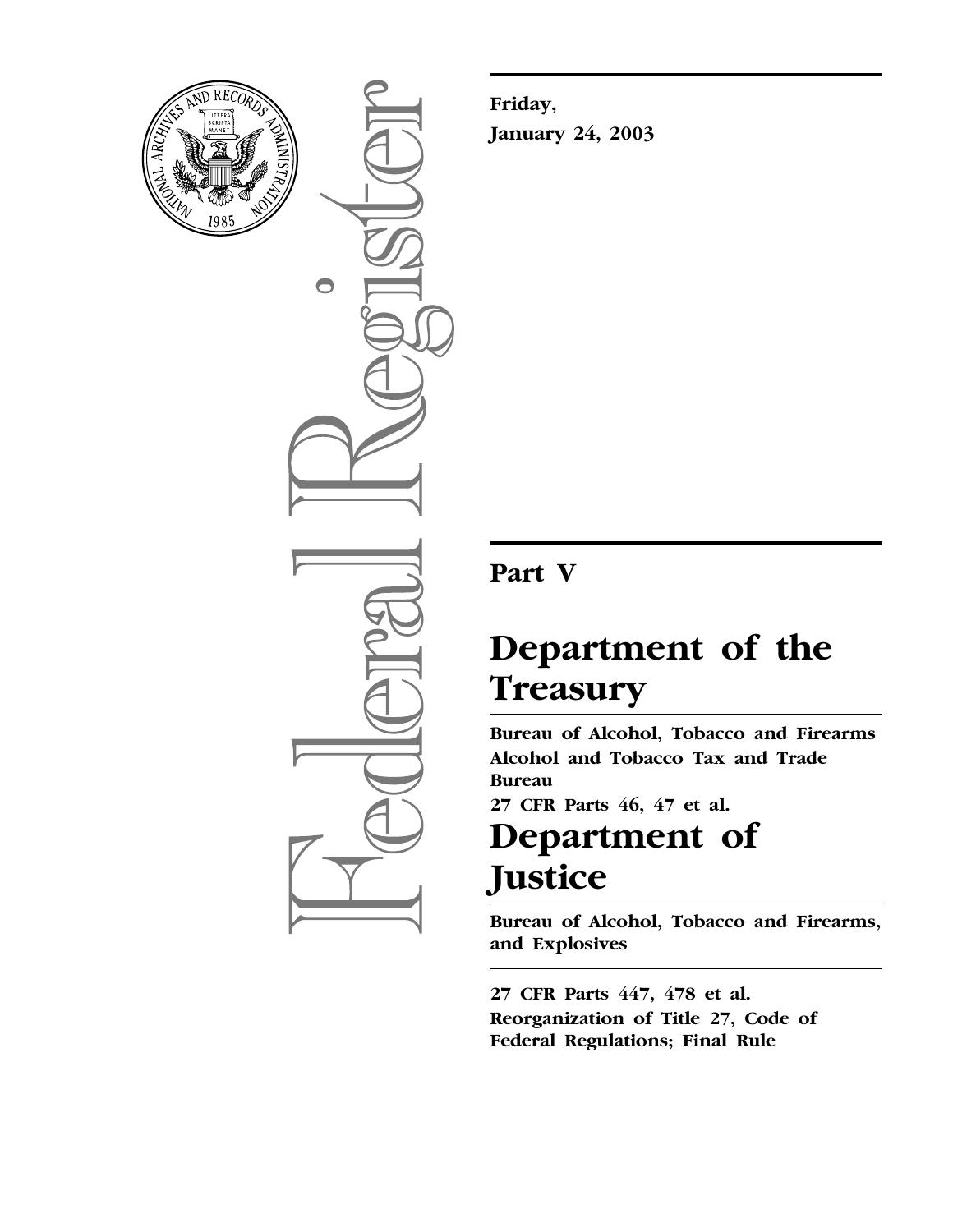Friday,

January 24, 2003

# Part V

# Department of the Treasury

**Bureau of Alcohol, Tobacco and Firearms**

**Alcohol and Tobacco Tax and Trade Bureau**

**27 CFR Parts 46, 47 et al.**

# Department of Justice

**Bureau of Alcohol, Tobacco and Firearms, and Explosives**

**27 CFR Parts 447, 478 et al.**

**Reorganization of Title 27, Code of Federal Regulations; Final Rule**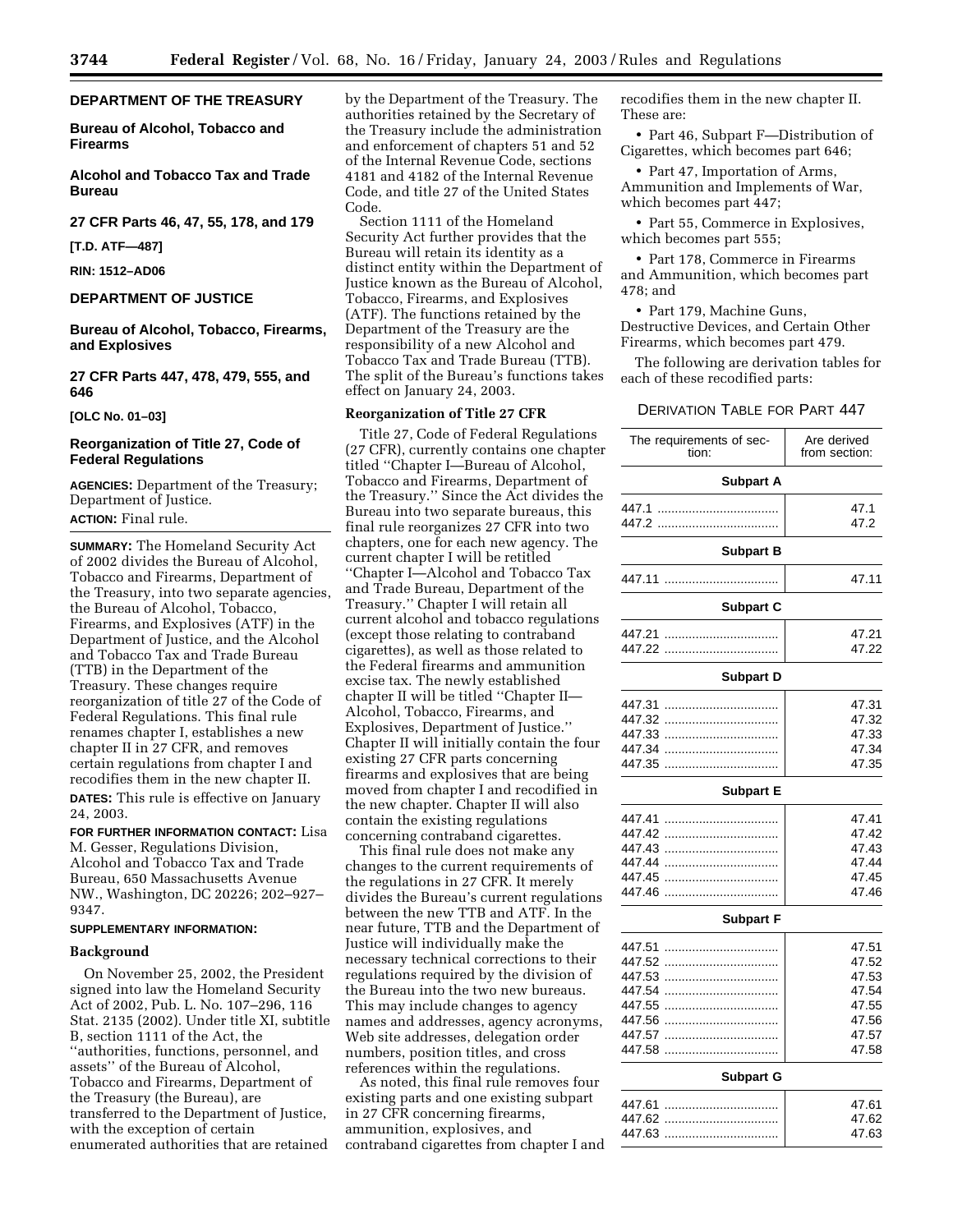**DEPARTMENT OF THE TREASURY**

**Bureau of Alcohol, Tobacco and Firearms**

**Alcohol and Tobacco Tax and Trade Bureau**

**27 CFR Parts 46, 47, 55, 178, and 179**

**[T.D. ATF—487]**

**RIN: 1512–AD06**

**DEPARTMENT OF JUSTICE**

**Bureau of Alcohol, Tobacco, Firearms, and Explosives**

**27 CFR Parts 447, 478, 479, 555, and 646**

**[OLC No. 01–03]**

## Reorganization of Title 27, Code of Federal Regulations

**AGENCIES:** Department of the Treasury; Department of Justice.

**ACTION:** Final rule.

**SUMMARY:** The Homeland Security Act of 2002 divides the Bureau of Alcohol, Tobacco and Firearms, Department of the Treasury, into two separate agencies, the Bureau of Alcohol, Tobacco, Firearms, and Explosives (ATF) in the Department of Justice, and the Alcohol and Tobacco Tax and Trade Bureau (TTB) in the Department of the Treasury. These changes require reorganization of title 27 of the Code of Federal Regulations. This final rule renames chapter I, establishes a new chapter II in 27 CFR, and removes certain regulations from chapter I and recodifies them in the new chapter II.

**DATES:** This rule is effective on January 24, 2003.

**FOR FURTHER INFORMATION CONTACT:** Lisa M. Gesser, Regulations Division, Alcohol and Tobacco Tax and Trade Bureau, 650 Massachusetts Avenue NW., Washington, DC 20226; 202–927–9347.

**SUPPLEMENTARY INFORMATION:**

### Background

On November 25, 2002, the President signed into law the Homeland Security Act of 2002, Pub. L. No. 107–296, 116 Stat. 2135 (2002). Under title XI, subtitle B, section 1111 of the Act, the ''authorities, functions, personnel, and assets'' of the Bureau of Alcohol, Tobacco and Firearms, Department of the Treasury (the Bureau), are transferred to the Department of Justice, with the exception of certain enumerated authorities that are retained by the Department of the Treasury. The authorities retained by the Secretary of the Treasury include the administration and enforcement of chapters 51 and 52 of the Internal Revenue Code, sections 4181 and 4182 of the Internal Revenue Code, and title 27 of the United States Code.

Section 1111 of the Homeland Security Act further provides that the Bureau will retain its identity as a distinct entity within the Department of Justice known as the Bureau of Alcohol, Tobacco, Firearms, and Explosives (ATF). The functions retained by the Department of the Treasury are the responsibility of a new Alcohol and Tobacco Tax and Trade Bureau (TTB). The split of the Bureau's functions takes effect on January 24, 2003.

### Reorganization of Title 27 CFR

Title 27, Code of Federal Regulations (27 CFR), currently contains one chapter titled ''Chapter I—Bureau of Alcohol, Tobacco and Firearms, Department of the Treasury.'' Since the Act divides the Bureau into two separate bureaus, this final rule reorganizes 27 CFR into two chapters, one for each new agency. The current chapter I will be retitled ''Chapter I—Alcohol and Tobacco Tax and Trade Bureau, Department of the Treasury.'' Chapter I will retain all current alcohol and tobacco regulations (except those relating to contraband cigarettes), as well as those related to the Federal firearms and ammunition excise tax. The newly established chapter II will be titled ''Chapter II—Alcohol, Tobacco, Firearms, and Explosives, Department of Justice.'' Chapter II will initially contain the four existing 27 CFR parts concerning firearms and explosives that are being moved from chapter I and recodified in the new chapter. Chapter II will also contain the existing regulations concerning contraband cigarettes.

This final rule does not make any changes to the current requirements of the regulations in 27 CFR. It merely divides the Bureau's current regulations between the new TTB and ATF. In the near future, TTB and the Department of Justice will individually make the necessary technical corrections to their regulations required by the division of the Bureau into the two new bureaus. This may include changes to agency names and addresses, agency acronyms, Web site addresses, delegation order numbers, position titles, and cross references within the regulations.

As noted, this final rule removes four existing parts and one existing subpart in 27 CFR concerning firearms, ammunition, explosives, and contraband cigarettes from chapter I and recodifies them in the new chapter II. These are:

- Part 46, Subpart F—Distribution of Cigarettes, which becomes part 646;
- Part 47, Importation of Arms, Ammunition and Implements of War, which becomes part 447;
- Part 55, Commerce in Explosives, which becomes part 555;
- Part 178, Commerce in Firearms and Ammunition, which becomes part 478; and
- Part 179, Machine Guns, Destructive Devices, and Certain Other Firearms, which becomes part 479.

The following are derivation tables for each of these recodified parts:

DERIVATION TABLE FOR PART 447

| The requirements of section: | Are derived from section: |
|---|---|
| **Subpart A** | |
| 447.1 | 47.1 |
| 447.2 | 47.2 |
| **Subpart B** | |
| 447.11 | 47.11 |
| **Subpart C** | |
| 447.21 | 47.21 |
| 447.22 | 47.22 |
| **Subpart D** | |
| 447.31 | 47.31 |
| 447.32 | 47.32 |
| 447.33 | 47.33 |
| 447.34 | 47.34 |
| 447.35 | 47.35 |
| **Subpart E** | |
| 447.41 | 47.41 |
| 447.42 | 47.42 |
| 447.43 | 47.43 |
| 447.44 | 47.44 |
| 447.45 | 47.45 |
| 447.46 | 47.46 |
| **Subpart F** | |
| 447.51 | 47.51 |
| 447.52 | 47.52 |
| 447.53 | 47.53 |
| 447.54 | 47.54 |
| 447.55 | 47.55 |
| 447.56 | 47.56 |
| 447.57 | 47.57 |
| 447.58 | 47.58 |
| **Subpart G** | |
| 447.61 | 47.61 |
| 447.62 | 47.62 |
| 447.63 | 47.63 |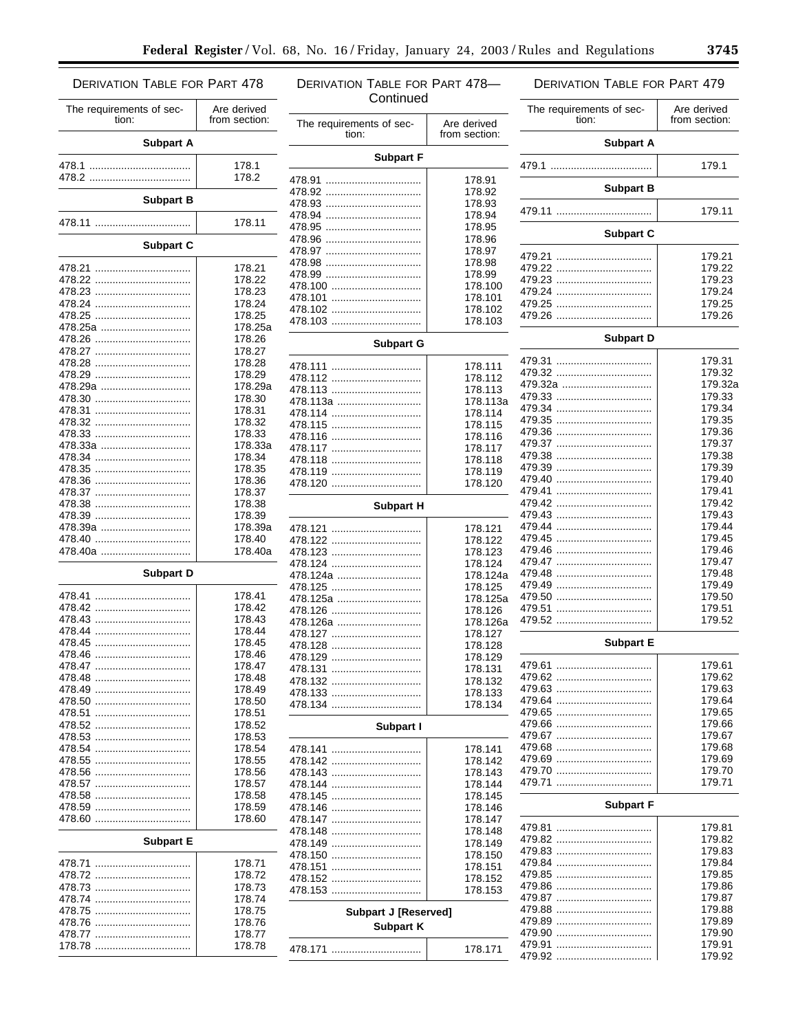DERIVATION TABLE FOR PART 478

| The requirements of section: | Are derived from section: |
|---|---|
| **Subpart A** | |
| 478.1 | 178.1 |
| 478.2 | 178.2 |
| **Subpart B** | |
| 478.11 | 178.11 |
| **Subpart C** | |
| 478.21 | 178.21 |
| 478.22 | 178.22 |
| 478.23 | 178.23 |
| 478.24 | 178.24 |
| 478.25 | 178.25 |
| 478.25a | 178.25a |
| 478.26 | 178.26 |
| 478.27 | 178.27 |
| 478.28 | 178.28 |
| 478.29 | 178.29 |
| 478.29a | 178.29a |
| 478.30 | 178.30 |
| 478.31 | 178.31 |
| 478.32 | 178.32 |
| 478.33 | 178.33 |
| 478.33a | 178.33a |
| 478.34 | 178.34 |
| 478.35 | 178.35 |
| 478.36 | 178.36 |
| 478.37 | 178.37 |
| 478.38 | 178.38 |
| 478.39 | 178.39 |
| 478.39a | 178.39a |
| 478.40 | 178.40 |
| 478.40a | 178.40a |
| **Subpart D** | |
| 478.41 | 178.41 |
| 478.42 | 178.42 |
| 478.43 | 178.43 |
| 478.44 | 178.44 |
| 478.45 | 178.45 |
| 478.46 | 178.46 |
| 478.47 | 178.47 |
| 478.48 | 178.48 |
| 478.49 | 178.49 |
| 478.50 | 178.50 |
| 478.51 | 178.51 |
| 478.52 | 178.52 |
| 478.53 | 178.53 |
| 478.54 | 178.54 |
| 478.55 | 178.55 |
| 478.56 | 178.56 |
| 478.57 | 178.57 |
| 478.58 | 178.58 |
| 478.59 | 178.59 |
| 478.60 | 178.60 |
| **Subpart E** | |
| 478.71 | 178.71 |
| 478.72 | 178.72 |
| 478.73 | 178.73 |
| 478.74 | 178.74 |
| 478.75 | 178.75 |
| 478.76 | 178.76 |
| 478.77 | 178.77 |
| 178.78 | 178.78 |
| **Subpart F** | |
| 478.91 | 178.91 |
| 478.92 | 178.92 |
| 478.93 | 178.93 |
| 478.94 | 178.94 |
| 478.95 | 178.95 |
| 478.96 | 178.96 |
| 478.97 | 178.97 |
| 478.98 | 178.98 |
| 478.99 | 178.99 |
| 478.100 | 178.100 |
| 478.101 | 178.101 |
| 478.102 | 178.102 |
| 478.103 | 178.103 |
| **Subpart G** | |
| 478.111 | 178.111 |
| 478.112 | 178.112 |
| 478.113 | 178.113 |
| 478.113a | 178.113a |
| 478.114 | 178.114 |
| 478.115 | 178.115 |
| 478.116 | 178.116 |
| 478.117 | 178.117 |
| 478.118 | 178.118 |
| 478.119 | 178.119 |
| 478.120 | 178.120 |
| **Subpart H** | |
| 478.121 | 178.121 |
| 478.122 | 178.122 |
| 478.123 | 178.123 |
| 478.124 | 178.124 |
| 478.124a | 178.124a |
| 478.125 | 178.125 |
| 478.125a | 178.125a |
| 478.126 | 178.126 |
| 478.126a | 178.126a |
| 478.127 | 178.127 |
| 478.128 | 178.128 |
| 478.129 | 178.129 |
| 478.131 | 178.131 |
| 478.132 | 178.132 |
| 478.133 | 178.133 |
| 478.134 | 178.134 |
| **Subpart I** | |
| 478.141 | 178.141 |
| 478.142 | 178.142 |
| 478.143 | 178.143 |
| 478.144 | 178.144 |
| 478.145 | 178.145 |
| 478.146 | 178.146 |
| 478.147 | 178.147 |
| 478.148 | 178.148 |
| 478.149 | 178.149 |
| 478.150 | 178.150 |
| 478.151 | 178.151 |
| 478.152 | 178.152 |
| 478.153 | 178.153 |
| **Subpart J [Reserved]** | |
| **Subpart K** | |
| 478.171 | 178.171 |

DERIVATION TABLE FOR PART 479

| The requirements of section: | Are derived from section: |
|---|---|
| **Subpart A** | |
| 479.1 | 179.1 |
| **Subpart B** | |
| 479.11 | 179.11 |
| **Subpart C** | |
| 479.21 | 179.21 |
| 479.22 | 179.22 |
| 479.23 | 179.23 |
| 479.24 | 179.24 |
| 479.25 | 179.25 |
| 479.26 | 179.26 |
| **Subpart D** | |
| 479.31 | 179.31 |
| 479.32 | 179.32 |
| 479.32a | 179.32a |
| 479.33 | 179.33 |
| 479.34 | 179.34 |
| 479.35 | 179.35 |
| 479.36 | 179.36 |
| 479.37 | 179.37 |
| 479.38 | 179.38 |
| 479.39 | 179.39 |
| 479.40 | 179.40 |
| 479.41 | 179.41 |
| 479.42 | 179.42 |
| 479.43 | 179.43 |
| 479.44 | 179.44 |
| 479.45 | 179.45 |
| 479.46 | 179.46 |
| 479.47 | 179.47 |
| 479.48 | 179.48 |
| 479.49 | 179.49 |
| 479.50 | 179.50 |
| 479.51 | 179.51 |
| 479.52 | 179.52 |
| **Subpart E** | |
| 479.61 | 179.61 |
| 479.62 | 179.62 |
| 479.63 | 179.63 |
| 479.64 | 179.64 |
| 479.65 | 179.65 |
| 479.66 | 179.66 |
| 479.67 | 179.67 |
| 479.68 | 179.68 |
| 479.69 | 179.69 |
| 479.70 | 179.70 |
| 479.71 | 179.71 |
| **Subpart F** | |
| 479.81 | 179.81 |
| 479.82 | 179.82 |
| 479.83 | 179.83 |
| 479.84 | 179.84 |
| 479.85 | 179.85 |
| 479.86 | 179.86 |
| 479.87 | 179.87 |
| 479.88 | 179.88 |
| 479.89 | 179.89 |
| 479.90 | 179.90 |
| 479.91 | 179.91 |
| 479.92 | 179.92 |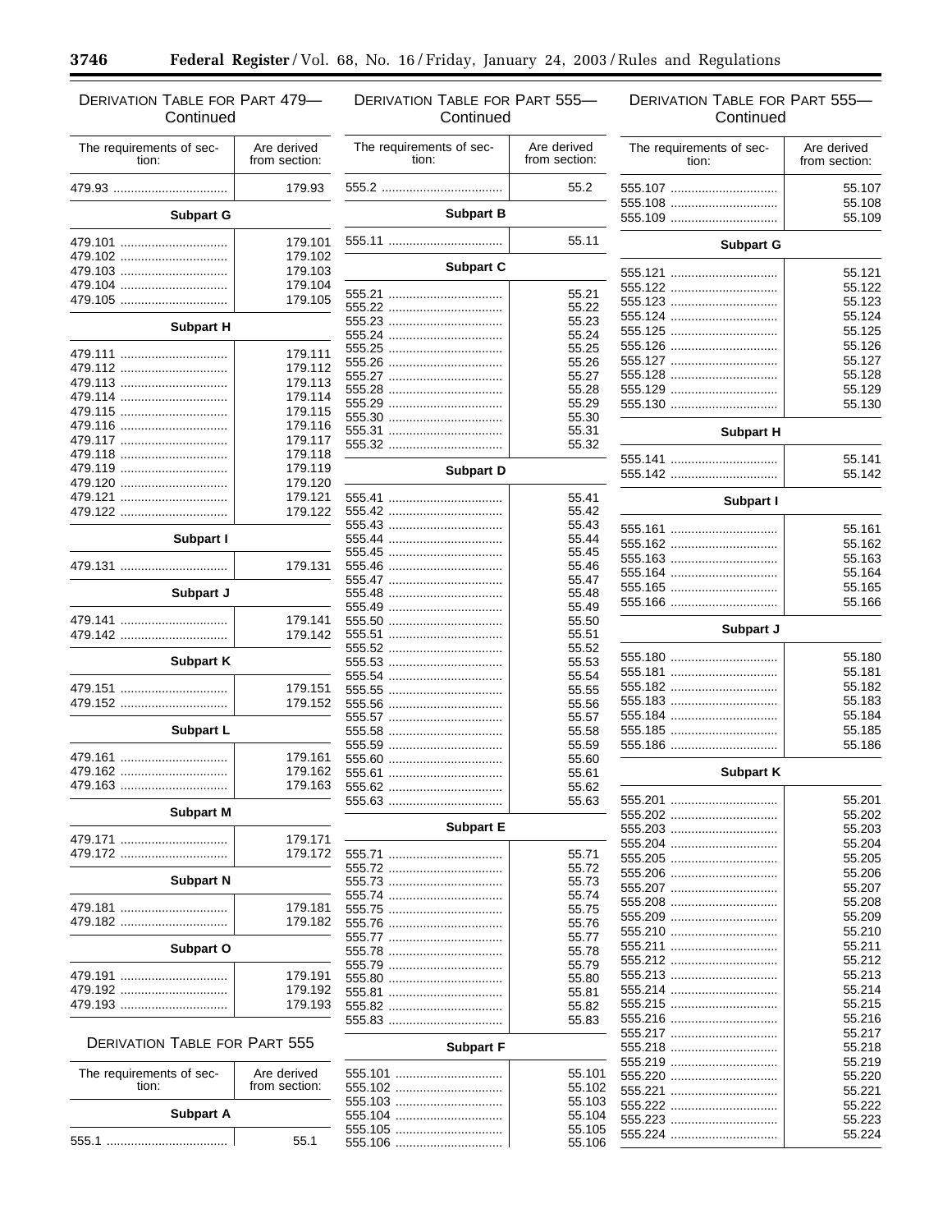DERIVATION TABLE FOR PART 479—Continued

| The requirements of section: | Are derived from section: |
|---|---|
| 479.93 | 179.93 |
| **Subpart G** | |
| 479.101 | 179.101 |
| 479.102 | 179.102 |
| 479.103 | 179.103 |
| 479.104 | 179.104 |
| 479.105 | 179.105 |
| **Subpart H** | |
| 479.111 | 179.111 |
| 479.112 | 179.112 |
| 479.113 | 179.113 |
| 479.114 | 179.114 |
| 479.115 | 179.115 |
| 479.116 | 179.116 |
| 479.117 | 179.117 |
| 479.118 | 179.118 |
| 479.119 | 179.119 |
| 479.120 | 179.120 |
| 479.121 | 179.121 |
| 479.122 | 179.122 |
| **Subpart I** | |
| 479.131 | 179.131 |
| **Subpart J** | |
| 479.141 | 179.141 |
| 479.142 | 179.142 |
| **Subpart K** | |
| 479.151 | 179.151 |
| 479.152 | 179.152 |
| **Subpart L** | |
| 479.161 | 179.161 |
| 479.162 | 179.162 |
| 479.163 | 179.163 |
| **Subpart M** | |
| 479.171 | 179.171 |
| 479.172 | 179.172 |
| **Subpart N** | |
| 479.181 | 179.181 |
| 479.182 | 179.182 |
| **Subpart O** | |
| 479.191 | 179.191 |
| 479.192 | 179.192 |
| 479.193 | 179.193 |

DERIVATION TABLE FOR PART 555

| The requirements of section: | Are derived from section: |
|---|---|
| **Subpart A** | |
| 555.1 | 55.1 |
| 555.2 | 55.2 |
| **Subpart B** | |
| 555.11 | 55.11 |
| **Subpart C** | |
| 555.21 | 55.21 |
| 555.22 | 55.22 |
| 555.23 | 55.23 |
| 555.24 | 55.24 |
| 555.25 | 55.25 |
| 555.26 | 55.26 |
| 555.27 | 55.27 |
| 555.28 | 55.28 |
| 555.29 | 55.29 |
| 555.30 | 55.30 |
| 555.31 | 55.31 |
| 555.32 | 55.32 |
| **Subpart D** | |
| 555.41 | 55.41 |
| 555.42 | 55.42 |
| 555.43 | 55.43 |
| 555.44 | 55.44 |
| 555.45 | 55.45 |
| 555.46 | 55.46 |
| 555.47 | 55.47 |
| 555.48 | 55.48 |
| 555.49 | 55.49 |
| 555.50 | 55.50 |
| 555.51 | 55.51 |
| 555.52 | 55.52 |
| 555.53 | 55.53 |
| 555.54 | 55.54 |
| 555.55 | 55.55 |
| 555.56 | 55.56 |
| 555.57 | 55.57 |
| 555.58 | 55.58 |
| 555.59 | 55.59 |
| 555.60 | 55.60 |
| 555.61 | 55.61 |
| 555.62 | 55.62 |
| 555.63 | 55.63 |
| **Subpart E** | |
| 555.71 | 55.71 |
| 555.72 | 55.72 |
| 555.73 | 55.73 |
| 555.74 | 55.74 |
| 555.75 | 55.75 |
| 555.76 | 55.76 |
| 555.77 | 55.77 |
| 555.78 | 55.78 |
| 555.79 | 55.79 |
| 555.80 | 55.80 |
| 555.81 | 55.81 |
| 555.82 | 55.82 |
| 555.83 | 55.83 |
| **Subpart F** | |
| 555.101 | 55.101 |
| 555.102 | 55.102 |
| 555.103 | 55.103 |
| 555.104 | 55.104 |
| 555.105 | 55.105 |
| 555.106 | 55.106 |
| 555.107 | 55.107 |
| 555.108 | 55.108 |
| 555.109 | 55.109 |
| **Subpart G** | |
| 555.121 | 55.121 |
| 555.122 | 55.122 |
| 555.123 | 55.123 |
| 555.124 | 55.124 |
| 555.125 | 55.125 |
| 555.126 | 55.126 |
| 555.127 | 55.127 |
| 555.128 | 55.128 |
| 555.129 | 55.129 |
| 555.130 | 55.130 |
| **Subpart H** | |
| 555.141 | 55.141 |
| 555.142 | 55.142 |
| **Subpart I** | |
| 555.161 | 55.161 |
| 555.162 | 55.162 |
| 555.163 | 55.163 |
| 555.164 | 55.164 |
| 555.165 | 55.165 |
| 555.166 | 55.166 |
| **Subpart J** | |
| 555.180 | 55.180 |
| 555.181 | 55.181 |
| 555.182 | 55.182 |
| 555.183 | 55.183 |
| 555.184 | 55.184 |
| 555.185 | 55.185 |
| 555.186 | 55.186 |
| **Subpart K** | |
| 555.201 | 55.201 |
| 555.202 | 55.202 |
| 555.203 | 55.203 |
| 555.204 | 55.204 |
| 555.205 | 55.205 |
| 555.206 | 55.206 |
| 555.207 | 55.207 |
| 555.208 | 55.208 |
| 555.209 | 55.209 |
| 555.210 | 55.210 |
| 555.211 | 55.211 |
| 555.212 | 55.212 |
| 555.213 | 55.213 |
| 555.214 | 55.214 |
| 555.215 | 55.215 |
| 555.216 | 55.216 |
| 555.217 | 55.217 |
| 555.218 | 55.218 |
| 555.219 | 55.219 |
| 555.220 | 55.220 |
| 555.221 | 55.221 |
| 555.222 | 55.222 |
| 555.223 | 55.223 |
| 555.224 | 55.224 |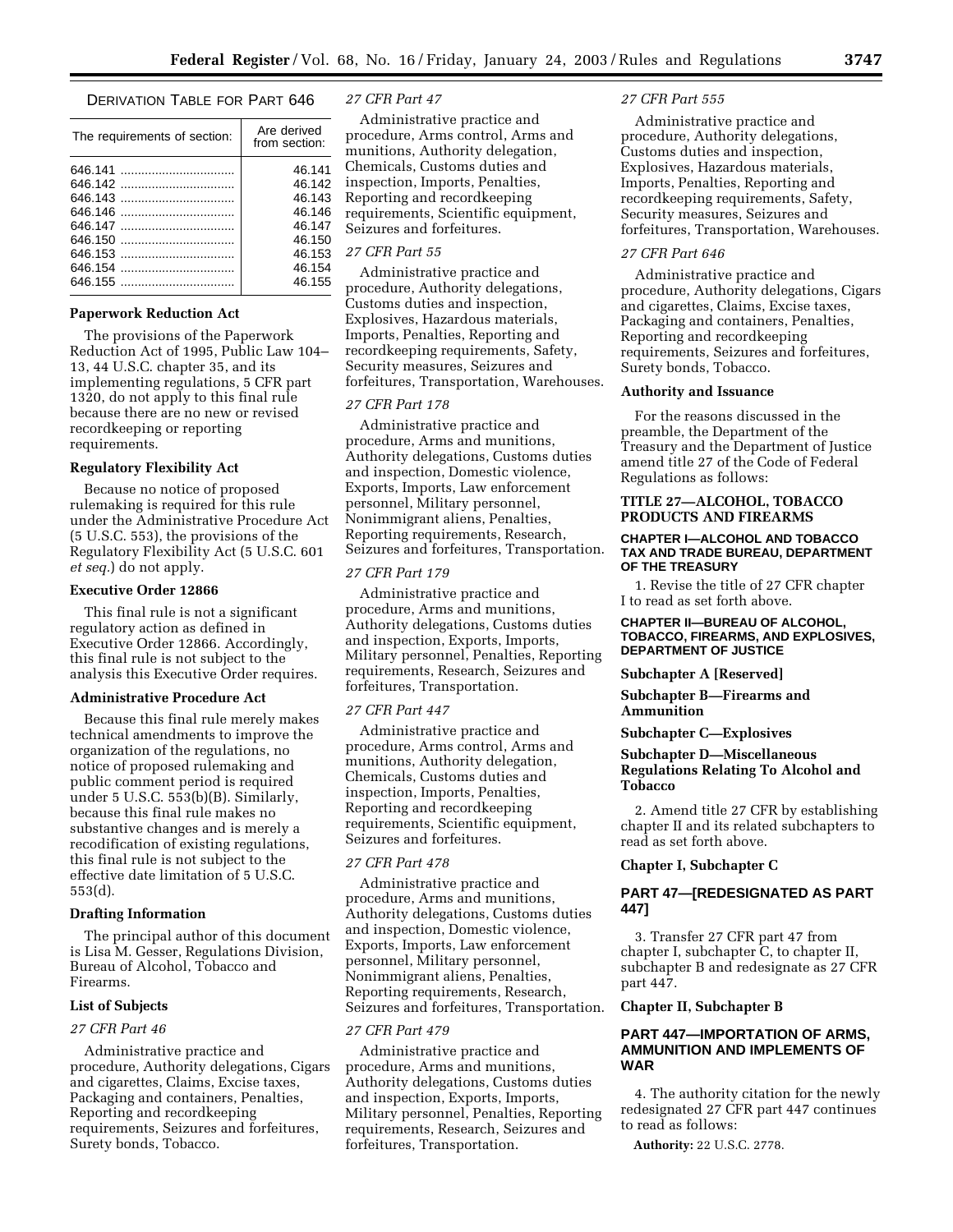DERIVATION TABLE FOR PART 646

| The requirements of section: | Are derived from section: |
| --- | --- |
| 646.141 | 46.141 |
| 646.142 | 46.142 |
| 646.143 | 46.143 |
| 646.146 | 46.146 |
| 646.147 | 46.147 |
| 646.150 | 46.150 |
| 646.153 | 46.153 |
| 646.154 | 46.154 |
| 646.155 | 46.155 |

**Paperwork Reduction Act**

The provisions of the Paperwork Reduction Act of 1995, Public Law 104–13, 44 U.S.C. chapter 35, and its implementing regulations, 5 CFR part 1320, do not apply to this final rule because there are no new or revised recordkeeping or reporting requirements.

**Regulatory Flexibility Act**

Because no notice of proposed rulemaking is required for this rule under the Administrative Procedure Act (5 U.S.C. 553), the provisions of the Regulatory Flexibility Act (5 U.S.C. 601 *et seq.*) do not apply.

**Executive Order 12866**

This final rule is not a significant regulatory action as defined in Executive Order 12866. Accordingly, this final rule is not subject to the analysis this Executive Order requires.

**Administrative Procedure Act**

Because this final rule merely makes technical amendments to improve the organization of the regulations, no notice of proposed rulemaking and public comment period is required under 5 U.S.C. 553(b)(B). Similarly, because this final rule makes no substantive changes and is merely a recodification of existing regulations, this final rule is not subject to the effective date limitation of 5 U.S.C. 553(d).

**Drafting Information**

The principal author of this document is Lisa M. Gesser, Regulations Division, Bureau of Alcohol, Tobacco and Firearms.

**List of Subjects**

*27 CFR Part 46*

Administrative practice and procedure, Authority delegations, Cigars and cigarettes, Claims, Excise taxes, Packaging and containers, Penalties, Reporting and recordkeeping requirements, Seizures and forfeitures, Surety bonds, Tobacco.

*27 CFR Part 47*

Administrative practice and procedure, Arms control, Arms and munitions, Authority delegation, Chemicals, Customs duties and inspection, Imports, Penalties, Reporting and recordkeeping requirements, Scientific equipment, Seizures and forfeitures.

*27 CFR Part 55*

Administrative practice and procedure, Authority delegations, Customs duties and inspection, Explosives, Hazardous materials, Imports, Penalties, Reporting and recordkeeping requirements, Safety, Security measures, Seizures and forfeitures, Transportation, Warehouses.

*27 CFR Part 178*

Administrative practice and procedure, Arms and munitions, Authority delegations, Customs duties and inspection, Domestic violence, Exports, Imports, Law enforcement personnel, Military personnel, Nonimmigrant aliens, Penalties, Reporting requirements, Research, Seizures and forfeitures, Transportation.

*27 CFR Part 179*

Administrative practice and procedure, Arms and munitions, Authority delegations, Customs duties and inspection, Exports, Imports, Military personnel, Penalties, Reporting requirements, Research, Seizures and forfeitures, Transportation.

*27 CFR Part 447*

Administrative practice and procedure, Arms control, Arms and munitions, Authority delegation, Chemicals, Customs duties and inspection, Imports, Penalties, Reporting and recordkeeping requirements, Scientific equipment, Seizures and forfeitures.

*27 CFR Part 478*

Administrative practice and procedure, Arms and munitions, Authority delegations, Customs duties and inspection, Domestic violence, Exports, Imports, Law enforcement personnel, Military personnel, Nonimmigrant aliens, Penalties, Reporting requirements, Research, Seizures and forfeitures, Transportation.

*27 CFR Part 479*

Administrative practice and procedure, Arms and munitions, Authority delegations, Customs duties and inspection, Exports, Imports, Military personnel, Penalties, Reporting requirements, Research, Seizures and forfeitures, Transportation.

*27 CFR Part 555*

Administrative practice and procedure, Authority delegations, Customs duties and inspection, Explosives, Hazardous materials, Imports, Penalties, Reporting and recordkeeping requirements, Safety, Security measures, Seizures and forfeitures, Transportation, Warehouses.

*27 CFR Part 646*

Administrative practice and procedure, Authority delegations, Cigars and cigarettes, Claims, Excise taxes, Packaging and containers, Penalties, Reporting and recordkeeping requirements, Seizures and forfeitures, Surety bonds, Tobacco.

**Authority and Issuance**

For the reasons discussed in the preamble, the Department of the Treasury and the Department of Justice amend title 27 of the Code of Federal Regulations as follows:

## TITLE 27—ALCOHOL, TOBACCO PRODUCTS AND FIREARMS

### CHAPTER I—ALCOHOL AND TOBACCO TAX AND TRADE BUREAU, DEPARTMENT OF THE TREASURY

1. Revise the title of 27 CFR chapter I to read as set forth above.

### CHAPTER II—BUREAU OF ALCOHOL, TOBACCO, FIREARMS, AND EXPLOSIVES, DEPARTMENT OF JUSTICE

**Subchapter A [Reserved]**

**Subchapter B—Firearms and Ammunition**

**Subchapter C—Explosives**

**Subchapter D—Miscellaneous Regulations Relating To Alcohol and Tobacco**

2. Amend title 27 CFR by establishing chapter II and its related subchapters to read as set forth above.

**Chapter I, Subchapter C**

## PART 47—[REDESIGNATED AS PART 447]

3. Transfer 27 CFR part 47 from chapter I, subchapter C, to chapter II, subchapter B and redesignate as 27 CFR part 447.

**Chapter II, Subchapter B**

## PART 447—IMPORTATION OF ARMS, AMMUNITION AND IMPLEMENTS OF WAR

4. The authority citation for the newly redesignated 27 CFR part 447 continues to read as follows:

**Authority:** 22 U.S.C. 2778.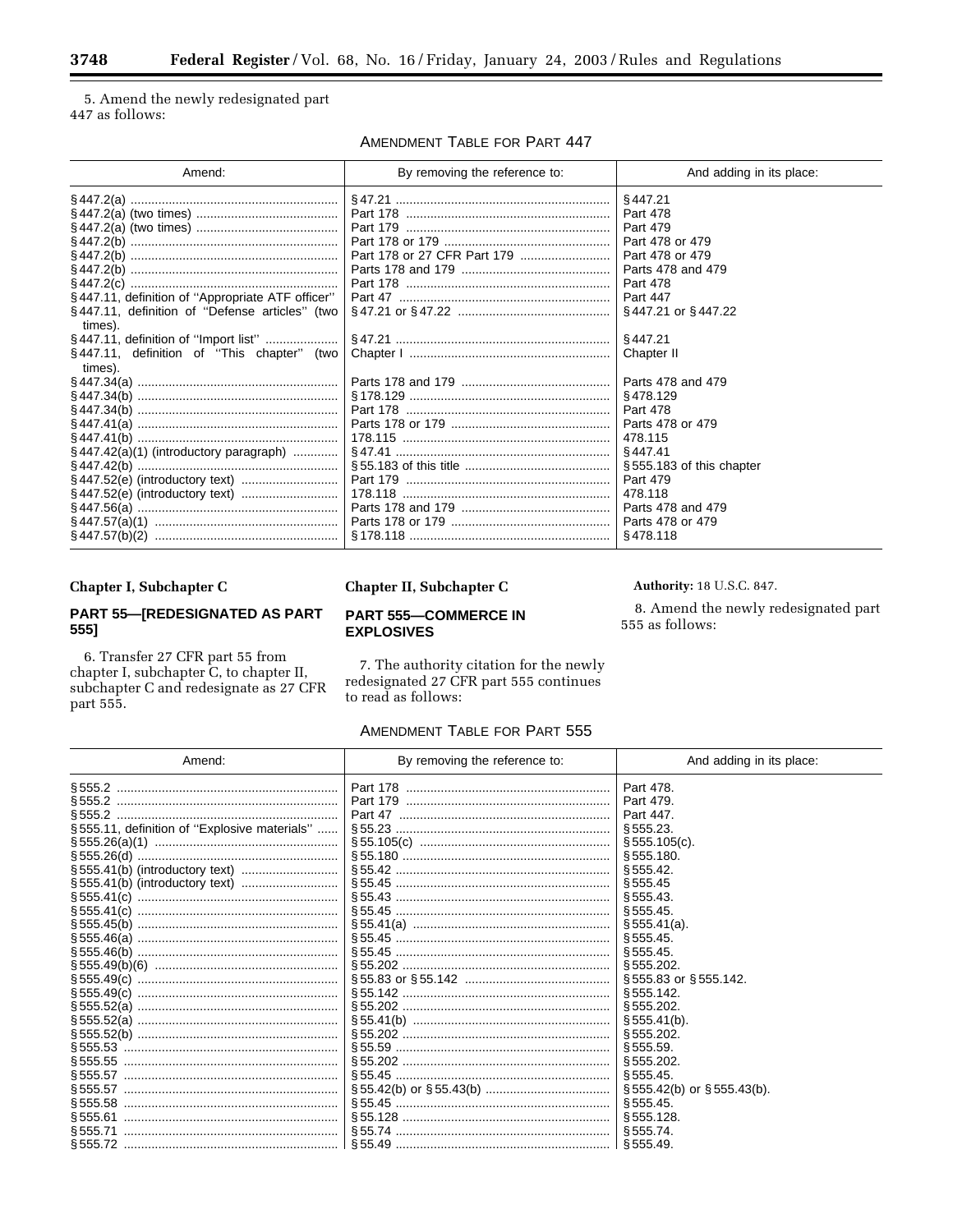5. Amend the newly redesignated part 447 as follows:

AMENDMENT TABLE FOR PART 447

| Amend: | By removing the reference to: | And adding in its place: |
|---|---|---|
| §447.2(a) | §47.21 | §447.21 |
| §447.2(a) (two times) | Part 178 | Part 478 |
| §447.2(a) (two times) | Part 179 | Part 479 |
| §447.2(b) | Part 178 or 179 | Part 478 or 479 |
| §447.2(b) | Part 178 or 27 CFR Part 179 | Part 478 or 479 |
| §447.2(b) | Parts 178 and 179 | Parts 478 and 479 |
| §447.2(c) | Part 178 | Part 478 |
| §447.11, definition of "Appropriate ATF officer" | Part 47 | Part 447 |
| §447.11, definition of "Defense articles" (two times). | §47.21 or §47.22 | §447.21 or §447.22 |
| §447.11, definition of "Import list" | §47.21 | §447.21 |
| §447.11, definition of "This chapter" (two times). | Chapter I | Chapter II |
| §447.34(a) | Parts 178 and 179 | Parts 478 and 479 |
| §447.34(b) | §178.129 | §478.129 |
| §447.34(b) | Part 178 | Part 478 |
| §447.41(a) | Parts 178 or 179 | Parts 478 or 479 |
| §447.41(b) | 178.115 | 478.115 |
| §447.42(a)(1) (introductory paragraph) | §47.41 | §447.41 |
| §447.42(b) | §55.183 of this title | §555.183 of this chapter |
| §447.52(e) (introductory text) | Part 179 | Part 479 |
| §447.52(e) (introductory text) | 178.118 | 478.118 |
| §447.56(a) | Parts 178 and 179 | Parts 478 and 479 |
| §447.57(a)(1) | Parts 178 or 179 | Parts 478 or 479 |
| §447.57(b)(2) | §178.118 | §478.118 |

**Chapter I, Subchapter C**

## PART 55—[REDESIGNATED AS PART 555]

6. Transfer 27 CFR part 55 from chapter I, subchapter C, to chapter II, subchapter C and redesignate as 27 CFR part 555.

**Chapter II, Subchapter C**

## PART 555—COMMERCE IN EXPLOSIVES

7. The authority citation for the newly redesignated 27 CFR part 555 continues to read as follows:

**Authority:** 18 U.S.C. 847.

8. Amend the newly redesignated part 555 as follows:

AMENDMENT TABLE FOR PART 555

| Amend: | By removing the reference to: | And adding in its place: |
|---|---|---|
| §555.2 | Part 178 | Part 478. |
| §555.2 | Part 179 | Part 479. |
| §555.2 | Part 47 | Part 447. |
| §555.11, definition of "Explosive materials" | §55.23 | §555.23. |
| §555.26(a)(1) | §55.105(c) | §555.105(c). |
| §555.26(d) | §55.180 | §555.180. |
| §555.41(b) (introductory text) | §55.42 | §555.42. |
| §555.41(b) (introductory text) | §55.45 | §555.45 |
| §555.41(c) | §55.43 | §555.43. |
| §555.41(c) | §55.45 | §555.45. |
| §555.45(b) | §55.41(a) | §555.41(a). |
| §555.46(a) | §55.45 | §555.45. |
| §555.46(b) | §55.45 | §555.45. |
| §555.49(b)(6) | §55.202 | §555.202. |
| §555.49(c) | §55.83 or §55.142 | §555.83 or §555.142. |
| §555.49(c) | §55.142 | §555.142. |
| §555.52(a) | §55.202 | §555.202. |
| §555.52(a) | §55.41(b) | §555.41(b). |
| §555.52(b) | §55.202 | §555.202. |
| §555.53 | §55.59 | §555.59. |
| §555.55 | §55.202 | §555.202. |
| §555.57 | §55.45 | §555.45. |
| §555.57 | §55.42(b) or §55.43(b) | §555.42(b) or §555.43(b). |
| §555.58 | §55.45 | §555.45. |
| §555.61 | §55.128 | §555.128. |
| §555.71 | §55.74 | §555.74. |
| §555.72 | §55.49 | §555.49. |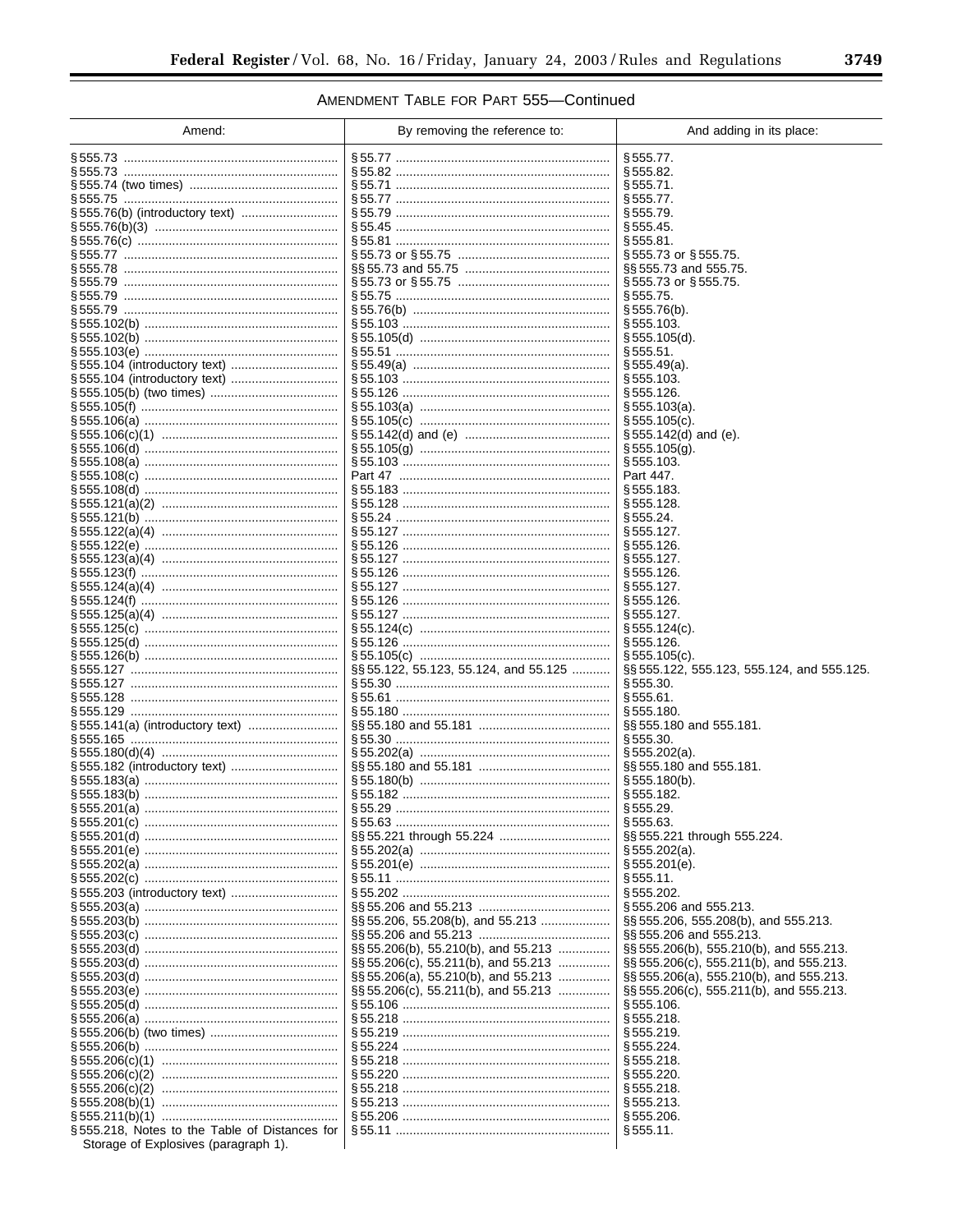AMENDMENT TABLE FOR PART 555—Continued

| Amend: | By removing the reference to: | And adding in its place: |
|---|---|---|
| § 555.73 | § 55.77 | § 555.77. |
| § 555.73 | § 55.82 | § 555.82. |
| § 555.74 (two times) | § 55.71 | § 555.71. |
| § 555.75 | § 55.77 | § 555.77. |
| § 555.76(b) (introductory text) | § 55.79 | § 555.79. |
| § 555.76(b)(3) | § 55.45 | § 555.45. |
| § 555.76(c) | § 55.81 | § 555.81. |
| § 555.77 | § 55.73 or § 55.75 | § 555.73 or § 555.75. |
| § 555.78 | §§ 55.73 and 55.75 | §§ 555.73 and 555.75. |
| § 555.79 | § 55.73 or § 55.75 | § 555.73 or § 555.75. |
| § 555.79 | § 55.75 | § 555.75. |
| § 555.79 | § 55.76(b) | § 555.76(b). |
| § 555.102(b) | § 55.103 | § 555.103. |
| § 555.102(b) | § 55.105(d) | § 555.105(d). |
| § 555.103(e) | § 55.51 | § 555.51. |
| § 555.104 (introductory text) | § 55.49(a) | § 555.49(a). |
| § 555.104 (introductory text) | § 55.103 | § 555.103. |
| § 555.105(b) (two times) | § 55.126 | § 555.126. |
| § 555.105(f) | § 55.103(a) | § 555.103(a). |
| § 555.106(a) | § 55.105(c) | § 555.105(c). |
| § 555.106(c)(1) | § 55.142(d) and (e) | § 555.142(d) and (e). |
| § 555.106(d) | § 55.105(g) | § 555.105(g). |
| § 555.108(a) | § 55.103 | § 555.103. |
| § 555.108(c) | Part 47 | Part 447. |
| § 555.108(d) | § 55.183 | § 555.183. |
| § 555.121(a)(2) | § 55.128 | § 555.128. |
| § 555.121(b) | § 55.24 | § 555.24. |
| § 555.122(a)(4) | § 55.127 | § 555.127. |
| § 555.122(e) | § 55.126 | § 555.126. |
| § 555.123(a)(4) | § 55.127 | § 555.127. |
| § 555.123(f) | § 55.126 | § 555.126. |
| § 555.124(a)(4) | § 55.127 | § 555.127. |
| § 555.124(f) | § 55.126 | § 555.126. |
| § 555.125(a)(4) | § 55.127 | § 555.127. |
| § 555.125(c) | § 55.124(c) | § 555.124(c). |
| § 555.125(d) | § 55.126 | § 555.126. |
| § 555.126(b) | § 55.105(c) | § 555.105(c). |
| § 555.127 | §§ 55.122, 55.123, 55.124, and 55.125 | §§ 555.122, 555.123, 555.124, and 555.125. |
| § 555.127 | § 55.30 | § 555.30. |
| § 555.128 | § 55.61 | § 555.61. |
| § 555.129 | § 55.180 | § 555.180. |
| § 555.141(a) (introductory text) | §§ 55.180 and 55.181 | §§ 555.180 and 555.181. |
| § 555.165 | § 55.30 | § 555.30. |
| § 555.180(d)(4) | § 55.202(a) | § 555.202(a). |
| § 555.182 (introductory text) | §§ 55.180 and 55.181 | §§ 555.180 and 555.181. |
| § 555.183(a) | § 55.180(b) | § 555.180(b). |
| § 555.183(b) | § 55.182 | § 555.182. |
| § 555.201(a) | § 55.29 | § 555.29. |
| § 555.201(c) | § 55.63 | § 555.63. |
| § 555.201(d) | §§ 55.221 through 55.224 | §§ 555.221 through 555.224. |
| § 555.201(e) | § 55.202(a) | § 555.202(a). |
| § 555.202(a) | § 55.201(e) | § 555.201(e). |
| § 555.202(c) | § 55.11 | § 555.11. |
| § 555.203 (introductory text) | § 55.202 | § 555.202. |
| § 555.203(a) | §§ 55.206 and 55.213 | § 555.206 and 555.213. |
| § 555.203(b) | §§ 55.206, 55.208(b), and 55.213 | §§ 555.206, 555.208(b), and 555.213. |
| § 555.203(c) | §§ 55.206 and 55.213 | §§ 555.206 and 555.213. |
| § 555.203(d) | §§ 55.206(b), 55.210(b), and 55.213 | §§ 555.206(b), 555.210(b), and 555.213. |
| § 555.203(d) | §§ 55.206(c), 55.211(b), and 55.213 | §§ 555.206(c), 555.211(b), and 555.213. |
| § 555.203(d) | §§ 55.206(a), 55.210(b), and 55.213 | §§ 555.206(a), 555.210(b), and 555.213. |
| § 555.203(e) | §§ 55.206(c), 55.211(b), and 55.213 | §§ 555.206(c), 555.211(b), and 555.213. |
| § 555.205(d) | § 55.106 | § 555.106. |
| § 555.206(a) | § 55.218 | § 555.218. |
| § 555.206(b) (two times) | § 55.219 | § 555.219. |
| § 555.206(b) | § 55.224 | § 555.224. |
| § 555.206(c)(1) | § 55.218 | § 555.218. |
| § 555.206(c)(2) | § 55.220 | § 555.220. |
| § 555.206(c)(2) | § 55.218 | § 555.218. |
| § 555.208(b)(1) | § 55.213 | § 555.213. |
| § 555.211(b)(1) | § 55.206 | § 555.206. |
| § 555.218, Notes to the Table of Distances for Storage of Explosives (paragraph 1). | § 55.11 | § 555.11. |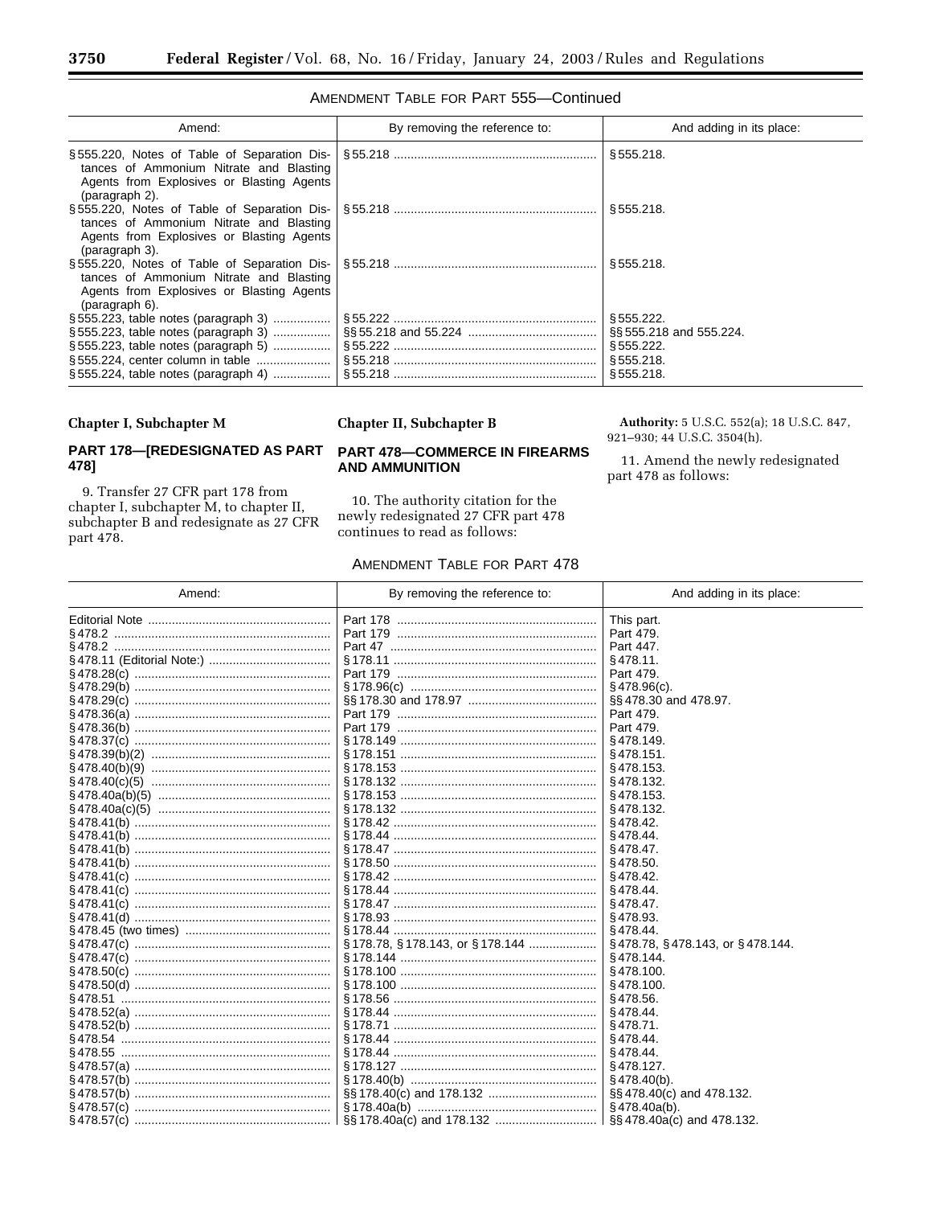AMENDMENT TABLE FOR PART 555—Continued

| Amend: | By removing the reference to: | And adding in its place: |
|---|---|---|
| § 555.220, Notes of Table of Separation Distances of Ammonium Nitrate and Blasting Agents from Explosives or Blasting Agents (paragraph 2). | § 55.218 | § 555.218. |
| § 555.220, Notes of Table of Separation Distances of Ammonium Nitrate and Blasting Agents from Explosives or Blasting Agents (paragraph 3). | § 55.218 | § 555.218. |
| § 555.220, Notes of Table of Separation Distances of Ammonium Nitrate and Blasting Agents from Explosives or Blasting Agents (paragraph 6). | § 55.218 | § 555.218. |
| § 555.223, table notes (paragraph 3) | § 55.222 | § 555.222. |
| § 555.223, table notes (paragraph 3) | §§ 55.218 and 55.224 | §§ 555.218 and 555.224. |
| § 555.223, table notes (paragraph 5) | § 55.222 | § 555.222. |
| § 555.224, center column in table | § 55.218 | § 555.218. |
| § 555.224, table notes (paragraph 4) | § 55.218 | § 555.218. |

**Chapter I, Subchapter M**

## PART 178—[REDESIGNATED AS PART 478]

9. Transfer 27 CFR part 178 from chapter I, subchapter M, to chapter II, subchapter B and redesignate as 27 CFR part 478.

**Chapter II, Subchapter B**

## PART 478—COMMERCE IN FIREARMS AND AMMUNITION

10. The authority citation for the newly redesignated 27 CFR part 478 continues to read as follows:

**Authority:** 5 U.S.C. 552(a); 18 U.S.C. 847, 921–930; 44 U.S.C. 3504(h).

11. Amend the newly redesignated part 478 as follows:

AMENDMENT TABLE FOR PART 478

| Amend: | By removing the reference to: | And adding in its place: |
|---|---|---|
| Editorial Note | Part 178 | This part. |
| § 478.2 | Part 179 | Part 479. |
| § 478.2 | Part 47 | Part 447. |
| § 478.11 (Editorial Note:) | § 178.11 | § 478.11. |
| § 478.28(c) | Part 179 | Part 479. |
| § 478.29(b) | § 178.96(c) | § 478.96(c). |
| § 478.29(c) | §§ 178.30 and 178.97 | §§ 478.30 and 478.97. |
| § 478.36(a) | Part 179 | Part 479. |
| § 478.36(b) | Part 179 | Part 479. |
| § 478.37(c) | § 178.149 | § 478.149. |
| § 478.39(b)(2) | § 178.151 | § 478.151. |
| § 478.40(b)(9) | § 178.153 | § 478.153. |
| § 478.40(c)(5) | § 178.132 | § 478.132. |
| § 478.40a(b)(5) | § 178.153 | § 478.153. |
| § 478.40a(c)(5) | § 178.132 | § 478.132. |
| § 478.41(b) | § 178.42 | § 478.42. |
| § 478.41(b) | § 178.44 | § 478.44. |
| § 478.41(b) | § 178.47 | § 478.47. |
| § 478.41(b) | § 178.50 | § 478.50. |
| § 478.41(c) | § 178.42 | § 478.42. |
| § 478.41(c) | § 178.44 | § 478.44. |
| § 478.41(c) | § 178.47 | § 478.47. |
| § 478.41(d) | § 178.93 | § 478.93. |
| § 478.45 (two times) | § 178.44 | § 478.44. |
| § 478.47(c) | § 178.78, § 178.143, or § 178.144 | § 478.78, § 478.143, or § 478.144. |
| § 478.47(c) | § 178.144 | § 478.144. |
| § 478.50(c) | § 178.100 | § 478.100. |
| § 478.50(d) | § 178.100 | § 478.100. |
| § 478.51 | § 178.56 | § 478.56. |
| § 478.52(a) | § 178.44 | § 478.44. |
| § 478.52(b) | § 178.71 | § 478.71. |
| § 478.54 | § 178.44 | § 478.44. |
| § 478.55 | § 178.44 | § 478.44. |
| § 478.57(a) | § 178.127 | § 478.127. |
| § 478.57(b) | § 178.40(b) | § 478.40(b). |
| § 478.57(b) | §§ 178.40(c) and 178.132 | §§ 478.40(c) and 478.132. |
| § 478.57(c) | § 178.40a(b) | § 478.40a(b). |
| § 478.57(c) | §§ 178.40a(c) and 178.132 | §§ 478.40a(c) and 478.132. |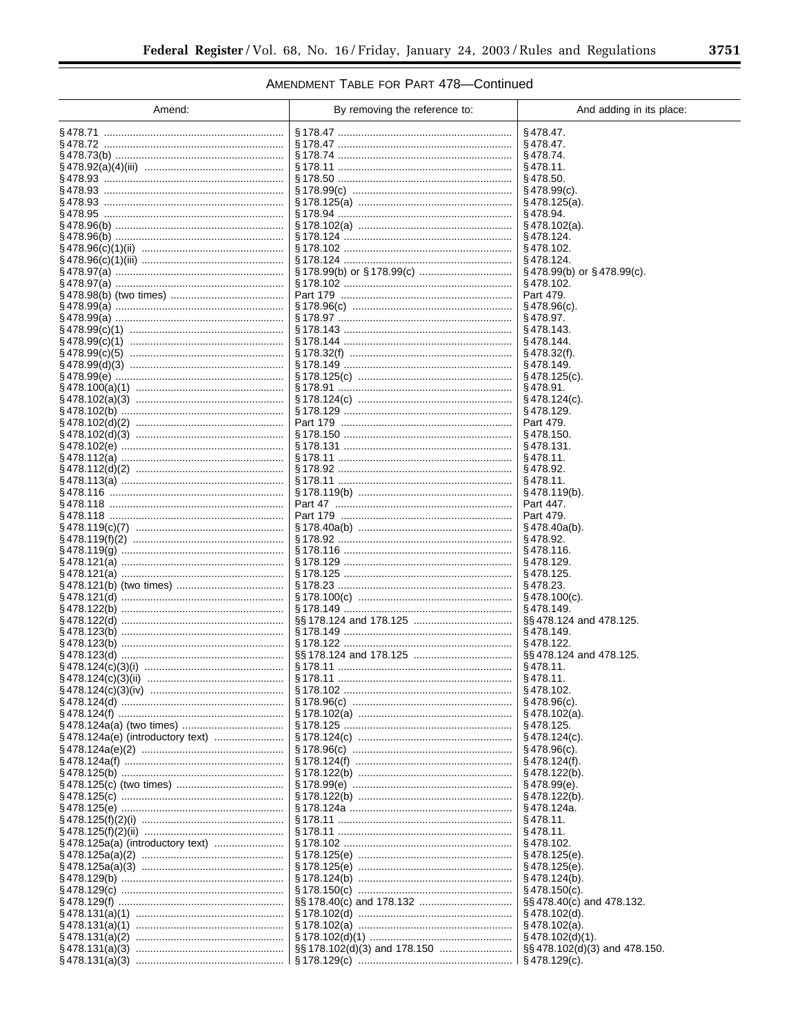AMENDMENT TABLE FOR PART 478—Continued

| Amend: | By removing the reference to: | And adding in its place: |
|---|---|---|
| § 478.71 | § 178.47 | § 478.47. |
| § 478.72 | § 178.47 | § 478.47. |
| § 478.73(b) | § 178.74 | § 478.74. |
| § 478.92(a)(4)(iii) | § 178.11 | § 478.11. |
| § 478.93 | § 178.50 | § 478.50. |
| § 478.93 | § 178.99(c) | § 478.99(c). |
| § 478.93 | § 178.125(a) | § 478.125(a). |
| § 478.95 | § 178.94 | § 478.94. |
| § 478.96(b) | § 178.102(a) | § 478.102(a). |
| § 478.96(b) | § 178.124 | § 478.124. |
| § 478.96(c)(1)(ii) | § 178.102 | § 478.102. |
| § 478.96(c)(1)(iii) | § 178.124 | § 478.124. |
| § 478.97(a) | § 178.99(b) or § 178.99(c) | § 478.99(b) or § 478.99(c). |
| § 478.97(a) | § 178.102 | § 478.102. |
| § 478.98(b) (two times) | Part 179 | Part 479. |
| § 478.99(a) | § 178.96(c) | § 478.96(c). |
| § 478.99(a) | § 178.97 | § 478.97. |
| § 478.99(c)(1) | § 178.143 | § 478.143. |
| § 478.99(c)(1) | § 178.144 | § 478.144. |
| § 478.99(c)(5) | § 178.32(f) | § 478.32(f). |
| § 478.99(d)(3) | § 178.149 | § 478.149. |
| § 478.99(e) | § 178.125(c) | § 478.125(c). |
| § 478.100(a)(1) | § 178.91 | § 478.91. |
| § 478.102(a)(3) | § 178.124(c) | § 478.124(c). |
| § 478.102(b) | § 178.129 | § 478.129. |
| § 478.102(d)(2) | Part 179 | Part 479. |
| § 478.102(d)(3) | § 178.150 | § 478.150. |
| § 478.102(e) | § 178.131 | § 478.131. |
| § 478.112(a) | § 178.11 | § 478.11. |
| § 478.112(d)(2) | § 178.92 | § 478.92. |
| § 478.113(a) | § 178.11 | § 478.11. |
| § 478.116 | § 178.119(b) | § 478.119(b). |
| § 478.118 | Part 47 | Part 447. |
| § 478.118 | Part 179 | Part 479. |
| § 478.119(c)(7) | § 178.40a(b) | § 478.40a(b). |
| § 478.119(f)(2) | § 178.92 | § 478.92. |
| § 478.119(g) | § 178.116 | § 478.116. |
| § 478.121(a) | § 178.129 | § 478.129. |
| § 478.121(a) | § 178.125 | § 478.125. |
| § 478.121(b) (two times) | § 178.23 | § 478.23. |
| § 478.121(d) | § 178.100(c) | § 478.100(c). |
| § 478.122(b) | § 178.149 | § 478.149. |
| § 478.122(d) | §§ 178.124 and 178.125 | §§ 478.124 and 478.125. |
| § 478.123(b) | § 178.149 | § 478.149. |
| § 478.123(b) | § 178.122 | § 478.122. |
| § 478.123(d) | §§ 178.124 and 178.125 | §§ 478.124 and 478.125. |
| § 478.124(c)(3)(i) | § 178.11 | § 478.11. |
| § 478.124(c)(3)(ii) | § 178.11 | § 478.11. |
| § 478.124(c)(3)(iv) | § 178.102 | § 478.102. |
| § 478.124(d) | § 178.96(c) | § 478.96(c). |
| § 478.124(f) | § 178.102(a) | § 478.102(a). |
| § 478.124a(a) (two times) | § 178.125 | § 478.125. |
| § 478.124a(e) (introductory text) | § 178.124(c) | § 478.124(c). |
| § 478.124a(e)(2) | § 178.96(c) | § 478.96(c). |
| § 478.124a(f) | § 178.124(f) | § 478.124(f). |
| § 478.125(b) | § 178.122(b) | § 478.122(b). |
| § 478.125(c) (two times) | § 178.99(e) | § 478.99(e). |
| § 478.125(c) | § 178.122(b) | § 478.122(b). |
| § 478.125(e) | § 178.124a | § 478.124a. |
| § 478.125(f)(2)(i) | § 178.11 | § 478.11. |
| § 478.125(f)(2)(ii) | § 178.11 | § 478.11. |
| § 478.125a(a) (introductory text) | § 178.102 | § 478.102. |
| § 478.125a(a)(2) | § 178.125(e) | § 478.125(e). |
| § 478.125a(a)(3) | § 178.125(e) | § 478.125(e). |
| § 478.129(b) | § 178.124(b) | § 478.124(b). |
| § 478.129(c) | § 178.150(c) | § 478.150(c). |
| § 478.129(f) | §§ 178.40(c) and 178.132 | §§ 478.40(c) and 478.132. |
| § 478.131(a)(1) | § 178.102(d) | § 478.102(d). |
| § 478.131(a)(1) | § 178.102(a) | § 478.102(a). |
| § 478.131(a)(2) | § 178.102(d)(1) | § 478.102(d)(1). |
| § 478.131(a)(3) | §§ 178.102(d)(3) and 178.150 | §§ 478.102(d)(3) and 478.150. |
| § 478.131(a)(3) | § 178.129(c) | § 478.129(c). |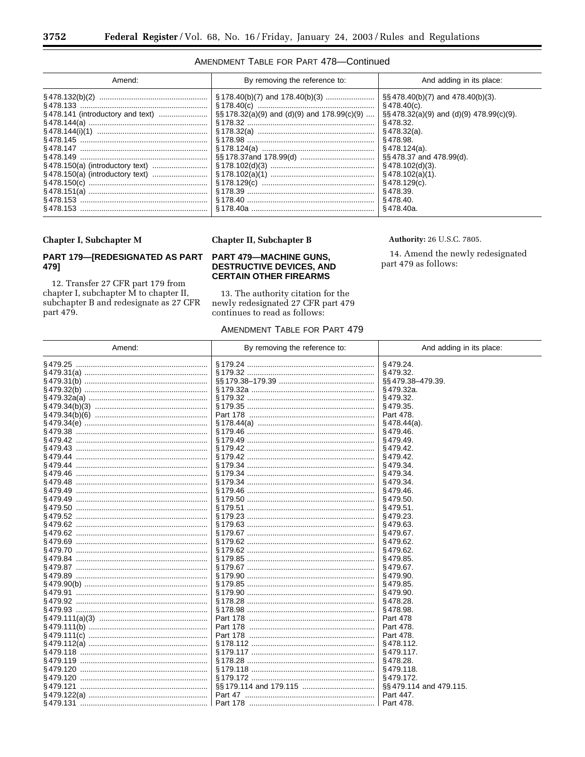AMENDMENT TABLE FOR PART 478—Continued

| Amend: | By removing the reference to: | And adding in its place: |
|---|---|---|
| § 478.132(b)(2) | § 178.40(b)(7) and 178.40(b)(3) | §§ 478.40(b)(7) and 478.40(b)(3). |
| § 478.133 | § 178.40(c) | § 478.40(c). |
| § 478.141 (introductory and text) | §§ 178.32(a)(9) and (d)(9) and 178.99(c)(9) | §§ 478.32(a)(9) and (d)(9) 478.99(c)(9). |
| § 478.144(a) | § 178.32 | § 478.32. |
| § 478.144(i)(1) | § 178.32(a) | § 478.32(a). |
| § 478.145 | § 178.98 | § 478.98. |
| § 478.147 | § 178.124(a) | § 478.124(a). |
| § 478.149 | §§ 178.37and 178.99(d) | §§ 478.37 and 478.99(d). |
| § 478.150(a) (introductory text) | § 178.102(d)(3) | § 478.102(d)(3). |
| § 478.150(a) (introductory text) | § 178.102(a)(1) | § 478.102(a)(1). |
| § 478.150(c) | § 178.129(c) | § 478.129(c). |
| § 478.151(a) | § 178.39 | § 478.39. |
| § 478.153 | § 178.40 | § 478.40. |
| § 478.153 | § 178.40a | § 478.40a. |

**Chapter I, Subchapter M**

## PART 179—[REDESIGNATED AS PART 479]

12. Transfer 27 CFR part 179 from chapter I, subchapter M to chapter II, subchapter B and redesignate as 27 CFR part 479.

**Chapter II, Subchapter B**

## PART 479—MACHINE GUNS, DESTRUCTIVE DEVICES, AND CERTAIN OTHER FIREARMS

13. The authority citation for the newly redesignated 27 CFR part 479 continues to read as follows:

**Authority:** 26 U.S.C. 7805.

14. Amend the newly redesignated part 479 as follows:

AMENDMENT TABLE FOR PART 479

| Amend: | By removing the reference to: | And adding in its place: |
|---|---|---|
| § 479.25 | § 179.24 | § 479.24. |
| § 479.31(a) | § 179.32 | § 479.32. |
| § 479.31(b) | §§ 179.38–179.39 | §§ 479.38–479.39. |
| § 479.32(b) | § 179.32a | § 479.32a. |
| § 479.32a(a) | § 179.32 | § 479.32. |
| § 479.34(b)(3) | § 179.35 | § 479.35. |
| § 479.34(b)(6) | Part 178 | Part 478. |
| § 479.34(e) | § 178.44(a) | § 478.44(a). |
| § 479.38 | § 179.46 | § 479.46. |
| § 479.42 | § 179.49 | § 479.49. |
| § 479.43 | § 179.42 | § 479.42. |
| § 479.44 | § 179.42 | § 479.42. |
| § 479.44 | § 179.34 | § 479.34. |
| § 479.46 | § 179.34 | § 479.34. |
| § 479.48 | § 179.34 | § 479.34. |
| § 479.49 | § 179.46 | § 479.46. |
| § 479.49 | § 179.50 | § 479.50. |
| § 479.50 | § 179.51 | § 479.51. |
| § 479.52 | § 179.23 | § 479.23. |
| § 479.62 | § 179.63 | § 479.63. |
| § 479.62 | § 179.67 | § 479.67. |
| § 479.69 | § 179.62 | § 479.62. |
| § 479.70 | § 179.62 | § 479.62. |
| § 479.84 | § 179.85 | § 479.85. |
| § 479.87 | § 179.67 | § 479.67. |
| § 479.89 | § 179.90 | § 479.90. |
| § 479.90(b) | § 179.85 | § 479.85. |
| § 479.91 | § 179.90 | § 479.90. |
| § 479.92 | § 178.28 | § 478.28. |
| § 479.93 | § 178.98 | § 478.98. |
| § 479.111(a)(3) | Part 178 | Part 478 |
| § 479.111(b) | Part 178 | Part 478. |
| § 479.111(c) | Part 178 | Part 478. |
| § 479.112(a) | § 178.112 | § 478.112. |
| § 479.118 | § 179.117 | § 479.117. |
| § 479.119 | § 178.28 | § 478.28. |
| § 479.120 | § 179.118 | § 479.118. |
| § 479.120 | § 179.172 | § 479.172. |
| § 479.121 | §§ 179.114 and 179.115 | §§ 479.114 and 479.115. |
| § 479.122(a) | Part 47 | Part 447. |
| § 479.131 | Part 178 | Part 478. |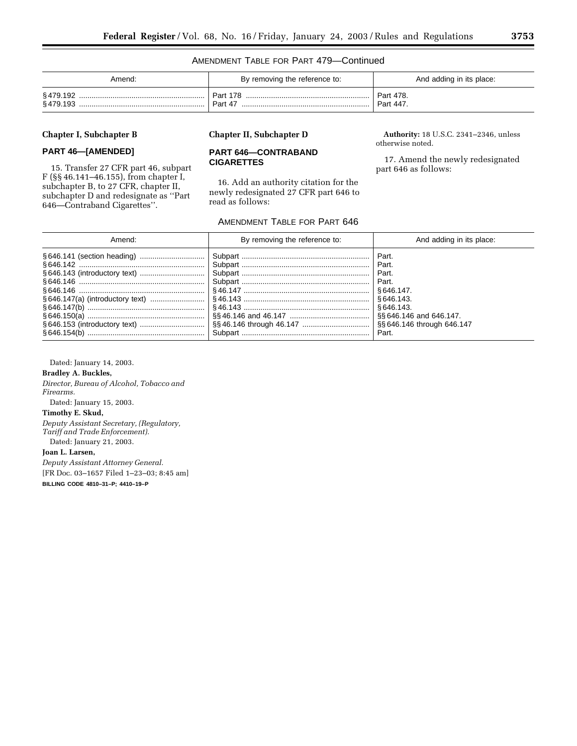AMENDMENT TABLE FOR PART 479—Continued

| Amend: | By removing the reference to: | And adding in its place: |
|---|---|---|
| § 479.192 | Part 178 | Part 478. |
| § 479.193 | Part 47 | Part 447. |

**Chapter I, Subchapter B**

## PART 46—[AMENDED]

15. Transfer 27 CFR part 46, subpart F (§§ 46.141–46.155), from chapter I, subchapter B, to 27 CFR, chapter II, subchapter D and redesignate as ''Part 646—Contraband Cigarettes''.

**Chapter II, Subchapter D**

## PART 646—CONTRABAND CIGARETTES

16. Add an authority citation for the newly redesignated 27 CFR part 646 to read as follows:

**Authority:** 18 U.S.C. 2341–2346, unless otherwise noted.

17. Amend the newly redesignated part 646 as follows:

AMENDMENT TABLE FOR PART 646

| Amend: | By removing the reference to: | And adding in its place: |
|---|---|---|
| § 646.141 (section heading) | Subpart | Part. |
| § 646.142 | Subpart | Part. |
| § 646.143 (introductory text) | Subpart | Part. |
| § 646.146 | Subpart | Part. |
| § 646.146 | § 46.147 | § 646.147. |
| § 646.147(a) (introductory text) | § 46.143 | § 646.143. |
| § 646.147(b) | § 46.143 | § 646.143. |
| § 646.150(a) | §§ 46.146 and 46.147 | §§ 646.146 and 646.147. |
| § 646.153 (introductory text) | §§ 46.146 through 46.147 | §§ 646.146 through 646.147 |
| § 646.154(b) | Subpart | Part. |

Dated: January 14, 2003.

**Bradley A. Buckles,**

*Director, Bureau of Alcohol, Tobacco and Firearms.*

Dated: January 15, 2003.

**Timothy E. Skud,**

*Deputy Assistant Secretary, (Regulatory, Tariff and Trade Enforcement).*

Dated: January 21, 2003.

**Joan L. Larsen,**

*Deputy Assistant Attorney General.*

[FR Doc. 03–1657 Filed 1–23–03; 8:45 am]

**BILLING CODE 4810–31–P; 4410–19–P**